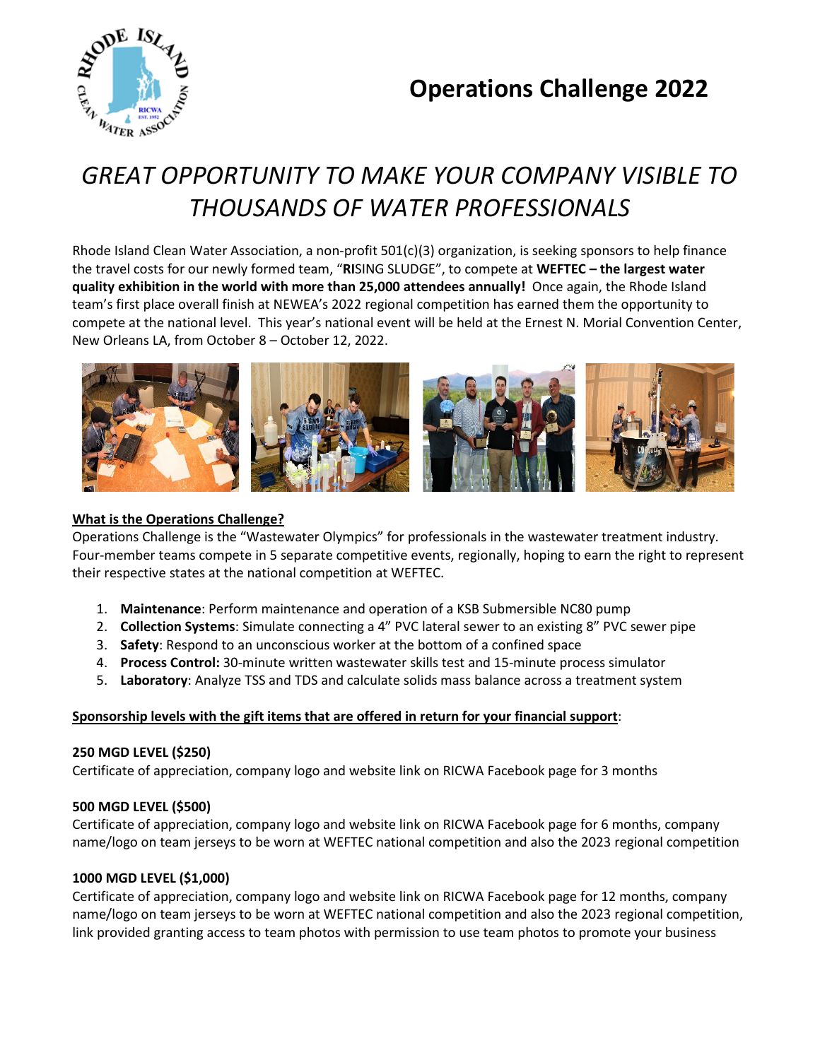# Operations Challenge 2022

## *GREAT OPPORTUNITY TO MAKE YOUR COMPANY VISIBLE TO THOUSANDS OF WATER PROFESSIONALS*

Rhode Island Clean Water Association, a non-profit 501(c)(3) organization, is seeking sponsors to help finance the travel costs for our newly formed team, "**RI**SING SLUDGE", to compete at **WEFTEC – the largest water quality exhibition in the world with more than 25,000 attendees annually!** Once again, the Rhode Island team's first place overall finish at NEWEA's 2022 regional competition has earned them the opportunity to compete at the national level. This year's national event will be held at the Ernest N. Morial Convention Center, New Orleans LA, from October 8 – October 12, 2022.

### What is the Operations Challenge?

Operations Challenge is the "Wastewater Olympics" for professionals in the wastewater treatment industry. Four-member teams compete in 5 separate competitive events, regionally, hoping to earn the right to represent their respective states at the national competition at WEFTEC.

1. **Maintenance**: Perform maintenance and operation of a KSB Submersible NC80 pump
2. **Collection Systems**: Simulate connecting a 4" PVC lateral sewer to an existing 8" PVC sewer pipe
3. **Safety**: Respond to an unconscious worker at the bottom of a confined space
4. **Process Control:** 30-minute written wastewater skills test and 15-minute process simulator
5. **Laboratory**: Analyze TSS and TDS and calculate solids mass balance across a treatment system

### Sponsorship levels with the gift items that are offered in return for your financial support:

**250 MGD LEVEL ($250)**

Certificate of appreciation, company logo and website link on RICWA Facebook page for 3 months

**500 MGD LEVEL ($500)**

Certificate of appreciation, company logo and website link on RICWA Facebook page for 6 months, company name/logo on team jerseys to be worn at WEFTEC national competition and also the 2023 regional competition

**1000 MGD LEVEL ($1,000)**

Certificate of appreciation, company logo and website link on RICWA Facebook page for 12 months, company name/logo on team jerseys to be worn at WEFTEC national competition and also the 2023 regional competition, link provided granting access to team photos with permission to use team photos to promote your business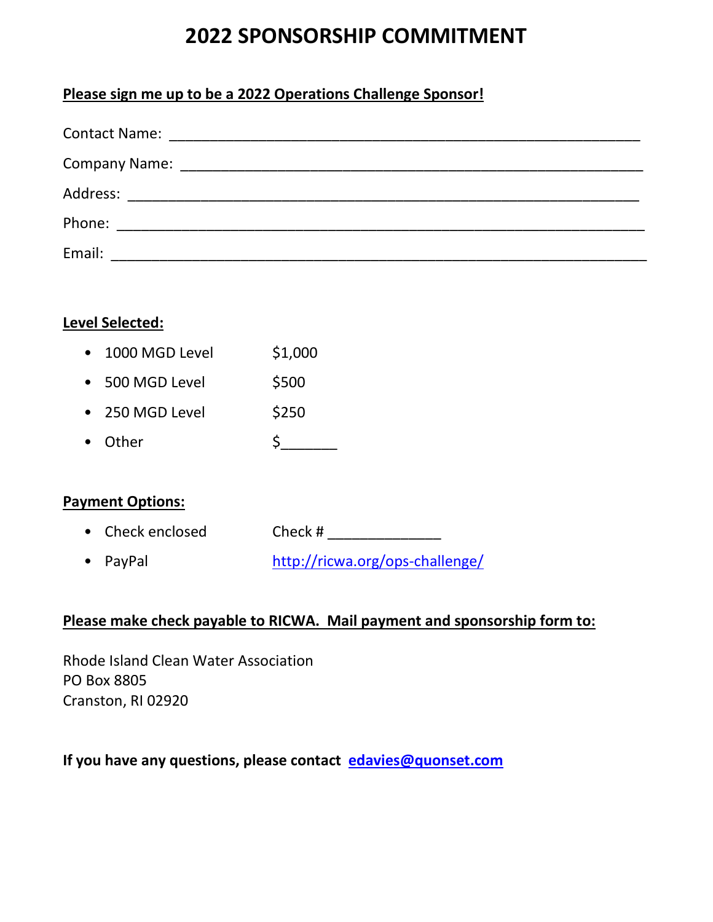# 2022 SPONSORSHIP COMMITMENT

**Please sign me up to be a 2022 Operations Challenge Sponsor!**

Contact Name: ___________________________________________________________

Company Name: __________________________________________________________

Address: _______________________________________________________________

Phone: _________________________________________________________________

Email: _________________________________________________________________

**Level Selected:**

- 1000 MGD Level $1,000
- 500 MGD Level $500
- 250 MGD Level $250
- Other $_______

**Payment Options:**

- Check enclosed Check # ______________
- PayPal http://ricwa.org/ops-challenge/

**Please make check payable to RICWA. Mail payment and sponsorship form to:**

Rhode Island Clean Water Association
PO Box 8805
Cranston, RI 02920

**If you have any questions, please contact edavies@quonset.com**